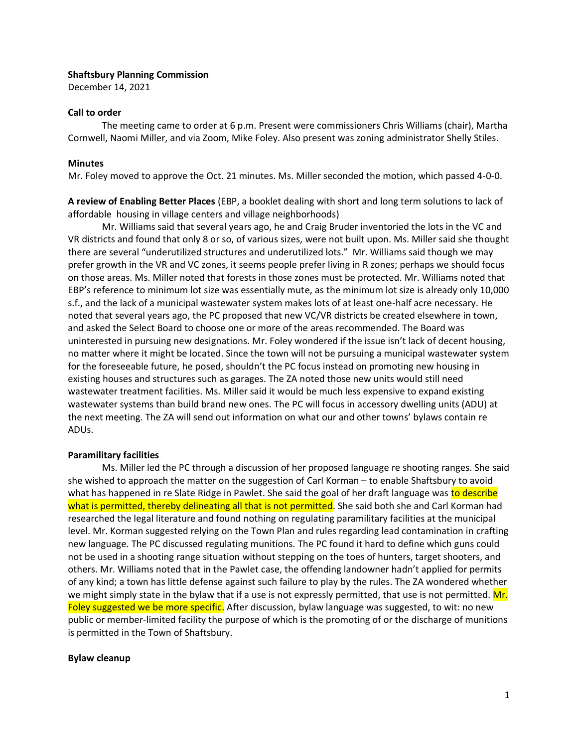**Shaftsbury Planning Commission**
December 14, 2021

**Call to order**

The meeting came to order at 6 p.m. Present were commissioners Chris Williams (chair), Martha Cornwell, Naomi Miller, and via Zoom, Mike Foley. Also present was zoning administrator Shelly Stiles.

**Minutes**

Mr. Foley moved to approve the Oct. 21 minutes. Ms. Miller seconded the motion, which passed 4-0-0.

**A review of Enabling Better Places** (EBP, a booklet dealing with short and long term solutions to lack of affordable housing in village centers and village neighborhoods)

Mr. Williams said that several years ago, he and Craig Bruder inventoried the lots in the VC and VR districts and found that only 8 or so, of various sizes, were not built upon. Ms. Miller said she thought there are several "underutilized structures and underutilized lots." Mr. Williams said though we may prefer growth in the VR and VC zones, it seems people prefer living in R zones; perhaps we should focus on those areas. Ms. Miller noted that forests in those zones must be protected. Mr. Williams noted that EBP's reference to minimum lot size was essentially mute, as the minimum lot size is already only 10,000 s.f., and the lack of a municipal wastewater system makes lots of at least one-half acre necessary. He noted that several years ago, the PC proposed that new VC/VR districts be created elsewhere in town, and asked the Select Board to choose one or more of the areas recommended. The Board was uninterested in pursuing new designations. Mr. Foley wondered if the issue isn't lack of decent housing, no matter where it might be located. Since the town will not be pursuing a municipal wastewater system for the foreseeable future, he posed, shouldn't the PC focus instead on promoting new housing in existing houses and structures such as garages. The ZA noted those new units would still need wastewater treatment facilities. Ms. Miller said it would be much less expensive to expand existing wastewater systems than build brand new ones. The PC will focus in accessory dwelling units (ADU) at the next meeting. The ZA will send out information on what our and other towns' bylaws contain re ADUs.

**Paramilitary facilities**

Ms. Miller led the PC through a discussion of her proposed language re shooting ranges. She said she wished to approach the matter on the suggestion of Carl Korman – to enable Shaftsbury to avoid what has happened in re Slate Ridge in Pawlet. She said the goal of her draft language was to describe what is permitted, thereby delineating all that is not permitted. She said both she and Carl Korman had researched the legal literature and found nothing on regulating paramilitary facilities at the municipal level. Mr. Korman suggested relying on the Town Plan and rules regarding lead contamination in crafting new language. The PC discussed regulating munitions. The PC found it hard to define which guns could not be used in a shooting range situation without stepping on the toes of hunters, target shooters, and others. Mr. Williams noted that in the Pawlet case, the offending landowner hadn't applied for permits of any kind; a town has little defense against such failure to play by the rules. The ZA wondered whether we might simply state in the bylaw that if a use is not expressly permitted, that use is not permitted. Mr. Foley suggested we be more specific. After discussion, bylaw language was suggested, to wit: no new public or member-limited facility the purpose of which is the promoting of or the discharge of munitions is permitted in the Town of Shaftsbury.

**Bylaw cleanup**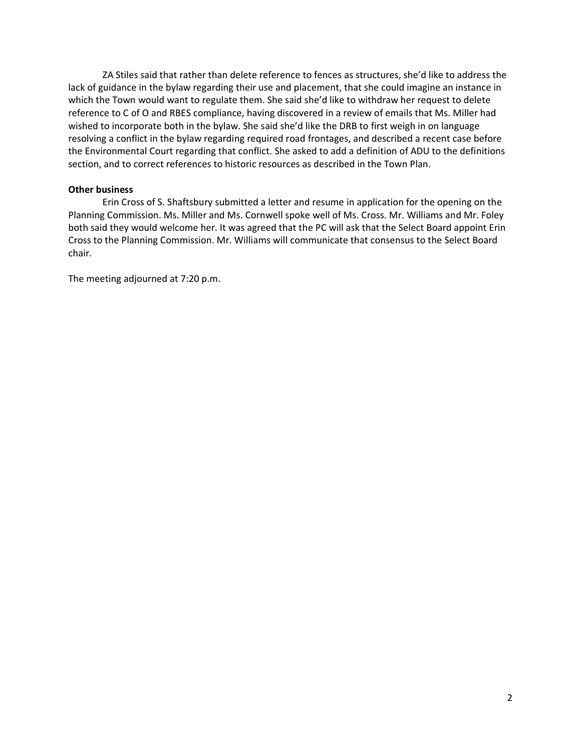ZA Stiles said that rather than delete reference to fences as structures, she'd like to address the lack of guidance in the bylaw regarding their use and placement, that she could imagine an instance in which the Town would want to regulate them. She said she'd like to withdraw her request to delete reference to C of O and RBES compliance, having discovered in a review of emails that Ms. Miller had wished to incorporate both in the bylaw. She said she'd like the DRB to first weigh in on language resolving a conflict in the bylaw regarding required road frontages, and described a recent case before the Environmental Court regarding that conflict. She asked to add a definition of ADU to the definitions section, and to correct references to historic resources as described in the Town Plan.

**Other business**

Erin Cross of S. Shaftsbury submitted a letter and resume in application for the opening on the Planning Commission. Ms. Miller and Ms. Cornwell spoke well of Ms. Cross. Mr. Williams and Mr. Foley both said they would welcome her. It was agreed that the PC will ask that the Select Board appoint Erin Cross to the Planning Commission. Mr. Williams will communicate that consensus to the Select Board chair.

The meeting adjourned at 7:20 p.m.